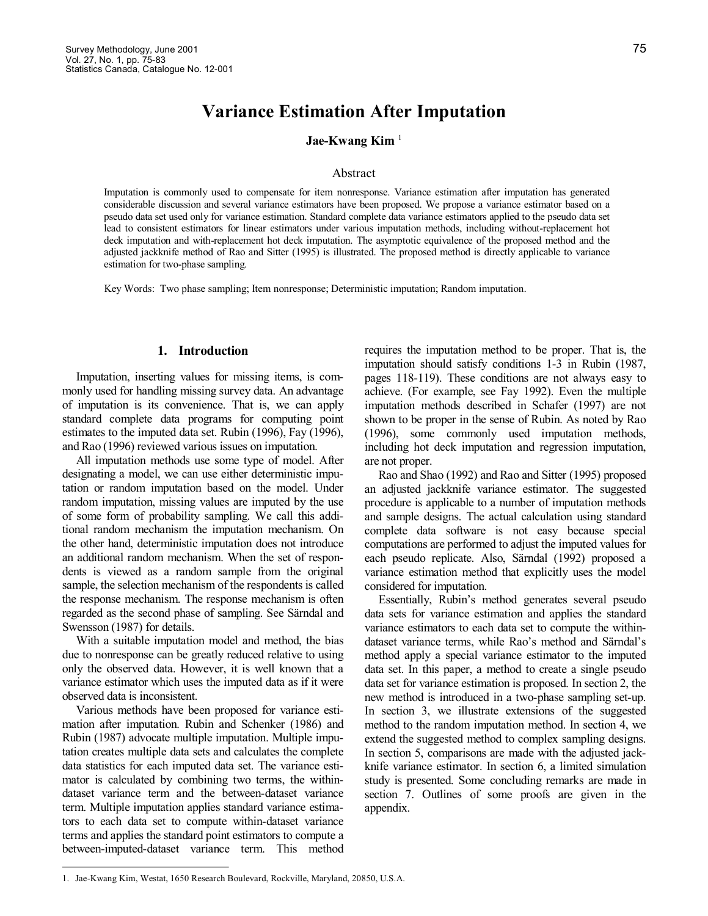# Variance Estimation After Imputation

**Jae-Kwang Kim** [1]

## Abstract

Imputation is commonly used to compensate for item nonresponse. Variance estimation after imputation has generated considerable discussion and several variance estimators have been proposed. We propose a variance estimator based on a pseudo data set used only for variance estimation. Standard complete data variance estimators applied to the pseudo data set lead to consistent estimators for linear estimators under various imputation methods, including without-replacement hot deck imputation and with-replacement hot deck imputation. The asymptotic equivalence of the proposed method and the adjusted jackknife method of Rao and Sitter (1995) is illustrated. The proposed method is directly applicable to variance estimation for two-phase sampling.

Key Words: Two phase sampling; Item nonresponse; Deterministic imputation; Random imputation.

## 1. Introduction

Imputation, inserting values for missing items, is commonly used for handling missing survey data. An advantage of imputation is its convenience. That is, we can apply standard complete data programs for computing point estimates to the imputed data set. Rubin (1996), Fay (1996), and Rao (1996) reviewed various issues on imputation.

All imputation methods use some type of model. After designating a model, we can use either deterministic imputation or random imputation based on the model. Under random imputation, missing values are imputed by the use of some form of probability sampling. We call this additional random mechanism the imputation mechanism. On the other hand, deterministic imputation does not introduce an additional random mechanism. When the set of respondents is viewed as a random sample from the original sample, the selection mechanism of the respondents is called the response mechanism. The response mechanism is often regarded as the second phase of sampling. See Särndal and Swensson (1987) for details.

With a suitable imputation model and method, the bias due to nonresponse can be greatly reduced relative to using only the observed data. However, it is well known that a variance estimator which uses the imputed data as if it were observed data is inconsistent.

Various methods have been proposed for variance estimation after imputation. Rubin and Schenker (1986) and Rubin (1987) advocate multiple imputation. Multiple imputation creates multiple data sets and calculates the complete data statistics for each imputed data set. The variance estimator is calculated by combining two terms, the within-dataset variance term and the between-dataset variance term. Multiple imputation applies standard variance estimators to each data set to compute within-dataset variance terms and applies the standard point estimators to compute a between-imputed-dataset variance term. This method requires the imputation method to be proper. That is, the imputation should satisfy conditions 1-3 in Rubin (1987, pages 118-119). These conditions are not always easy to achieve. (For example, see Fay 1992). Even the multiple imputation methods described in Schafer (1997) are not shown to be proper in the sense of Rubin. As noted by Rao (1996), some commonly used imputation methods, including hot deck imputation and regression imputation, are not proper.

Rao and Shao (1992) and Rao and Sitter (1995) proposed an adjusted jackknife variance estimator. The suggested procedure is applicable to a number of imputation methods and sample designs. The actual calculation using standard complete data software is not easy because special computations are performed to adjust the imputed values for each pseudo replicate. Also, Särndal (1992) proposed a variance estimation method that explicitly uses the model considered for imputation.

Essentially, Rubin's method generates several pseudo data sets for variance estimation and applies the standard variance estimators to each data set to compute the within-dataset variance terms, while Rao's method and Särndal's method apply a special variance estimator to the imputed data set. In this paper, a method to create a single pseudo data set for variance estimation is proposed. In section 2, the new method is introduced in a two-phase sampling set-up. In section 3, we illustrate extensions of the suggested method to the random imputation method. In section 4, we extend the suggested method to complex sampling designs. In section 5, comparisons are made with the adjusted jackknife variance estimator. In section 6, a limited simulation study is presented. Some concluding remarks are made in section 7. Outlines of some proofs are given in the appendix.

1. Jae-Kwang Kim, Westat, 1650 Research Boulevard, Rockville, Maryland, 20850, U.S.A.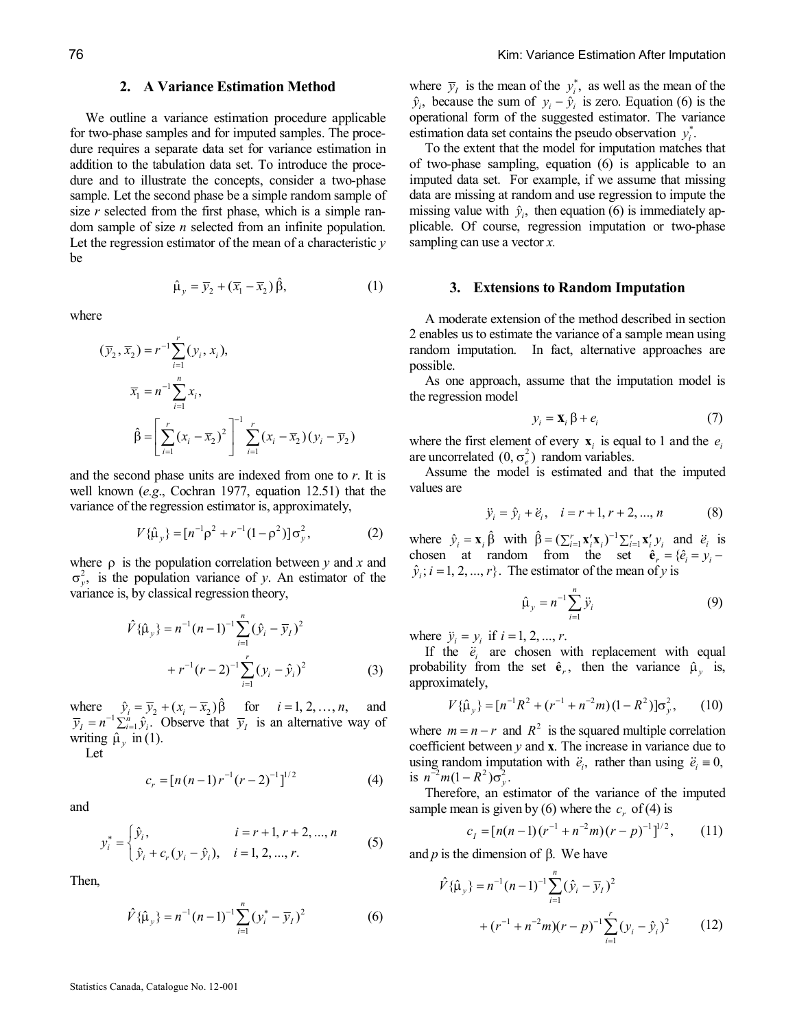## 2. A Variance Estimation Method

We outline a variance estimation procedure applicable for two-phase samples and for imputed samples. The procedure requires a separate data set for variance estimation in addition to the tabulation data set. To introduce the procedure and to illustrate the concepts, consider a two-phase sample. Let the second phase be a simple random sample of size *r* selected from the first phase, which is a simple random sample of size *n* selected from an infinite population. Let the regression estimator of the mean of a characteristic *y* be

$$\hat{\mu}_y = \bar{y}_2 + (\bar{x}_1 - \bar{x}_2)\,\hat{\beta}, \tag{1}$$

where

$$(\bar{y}_2, \bar{x}_2) = r^{-1}\sum_{i=1}^{r}(y_i, x_i),$$

$$\bar{x}_1 = n^{-1}\sum_{i=1}^{n} x_i,$$

$$\hat{\beta} = \left[\sum_{i=1}^{r}(x_i - \bar{x}_2)^2\right]^{-1}\sum_{i=1}^{r}(x_i - \bar{x}_2)(y_i - \bar{y}_2)$$

and the second phase units are indexed from one to *r*. It is well known (*e.g*., Cochran 1977, equation 12.51) that the variance of the regression estimator is, approximately,

$$V\{\hat{\mu}_y\} = [n^{-1}\rho^2 + r^{-1}(1-\rho^2)]\sigma_y^2, \tag{2}$$

where $\rho$ is the population correlation between *y* and *x* and $\sigma_y^2$, is the population variance of *y*. An estimator of the variance is, by classical regression theory,

$$\hat{V}\{\hat{\mu}_y\} = n^{-1}(n-1)^{-1}\sum_{i=1}^{n}(\hat{y}_i - \bar{y}_I)^2 + r^{-1}(r-2)^{-1}\sum_{i=1}^{r}(y_i - \hat{y}_i)^2 \tag{3}$$

where $\hat{y}_i = \bar{y}_2 + (x_i - \bar{x}_2)\hat{\beta}$ for $i = 1, 2, \ldots, n$, and $\bar{y}_I = n^{-1}\sum_{i=1}^{n}\hat{y}_i$. Observe that $\bar{y}_I$ is an alternative way of writing $\hat{\mu}_y$ in (1).

Let

$$c_r = [n(n-1)r^{-1}(r-2)^{-1}]^{1/2} \tag{4}$$

and

$$y_i^* = \begin{cases} \hat{y}_i, & i = r+1, r+2, \ldots, n \\ \hat{y}_i + c_r(y_i - \hat{y}_i), & i = 1, 2, \ldots, r. \end{cases} \tag{5}$$

Then,

$$\hat{V}\{\hat{\mu}_y\} = n^{-1}(n-1)^{-1}\sum_{i=1}^{n}(y_i^* - \bar{y}_I)^2 \tag{6}$$

where $\bar{y}_I$ is the mean of the $y_i^*$, as well as the mean of the $\hat{y}_i$, because the sum of $y_i - \hat{y}_i$ is zero. Equation (6) is the operational form of the suggested estimator. The variance estimation data set contains the pseudo observation $y_i^*$.

To the extent that the model for imputation matches that of two-phase sampling, equation (6) is applicable to an imputed data set. For example, if we assume that missing data are missing at random and use regression to impute the missing value with $\hat{y}_i$, then equation (6) is immediately applicable. Of course, regression imputation or two-phase sampling can use a vector *x*.

## 3. Extensions to Random Imputation

A moderate extension of the method described in section 2 enables us to estimate the variance of a sample mean using random imputation. In fact, alternative approaches are possible.

As one approach, assume that the imputation model is the regression model

$$y_i = \mathbf{x}_i\,\beta + e_i \tag{7}$$

where the first element of every $\mathbf{x}_i$ is equal to 1 and the $e_i$ are uncorrelated $(0, \sigma_e^2)$ random variables.

Assume the model is estimated and that the imputed values are

$$\ddot{y}_i = \hat{y}_i + \ddot{e}_i, \quad i = r+1, r+2, \ldots, n \tag{8}$$

where $\hat{y}_i = \mathbf{x}_i\,\hat{\beta}$ with $\hat{\beta} = (\sum_{i=1}^{r}\mathbf{x}_i'\mathbf{x}_i)^{-1}\sum_{i=1}^{r}\mathbf{x}_i'y_i$ and $\ddot{e}_i$ is chosen at random from the set $\hat{\mathbf{e}}_r = \{\hat{e}_i = y_i - \hat{y}_i;\, i = 1, 2, \ldots, r\}$. The estimator of the mean of *y* is

$$\hat{\mu}_y = n^{-1}\sum_{i=1}^{n}\ddot{y}_i \tag{9}$$

where $\ddot{y}_i = y_i$ if $i = 1, 2, \ldots, r$.

If the $\ddot{e}_i$ are chosen with replacement with equal probability from the set $\hat{\mathbf{e}}_r$, then the variance $\hat{\mu}_y$ is, approximately,

$$V\{\hat{\mu}_y\} = [n^{-1}R^2 + (r^{-1} + n^{-2}m)(1-R^2)]\sigma_y^2, \tag{10}$$

where $m = n - r$ and $R^2$ is the squared multiple correlation coefficient between *y* and **x**. The increase in variance due to using random imputation with $\ddot{e}_i$, rather than using $\ddot{e}_i \equiv 0$, is $n^{-2}m(1-R^2)\sigma_y^2$.

Therefore, an estimator of the variance of the imputed sample mean is given by (6) where the $c_r$ of (4) is

$$c_I = [n(n-1)(r^{-1} + n^{-2}m)(r-p)^{-1}]^{1/2}, \tag{11}$$

and *p* is the dimension of $\beta$. We have

$$\hat{V}\{\hat{\mu}_y\} = n^{-1}(n-1)^{-1}\sum_{i=1}^{n}(\hat{y}_i - \bar{y}_I)^2 + (r^{-1} + n^{-2}m)(r-p)^{-1}\sum_{i=1}^{r}(y_i - \hat{y}_i)^2 \tag{12}$$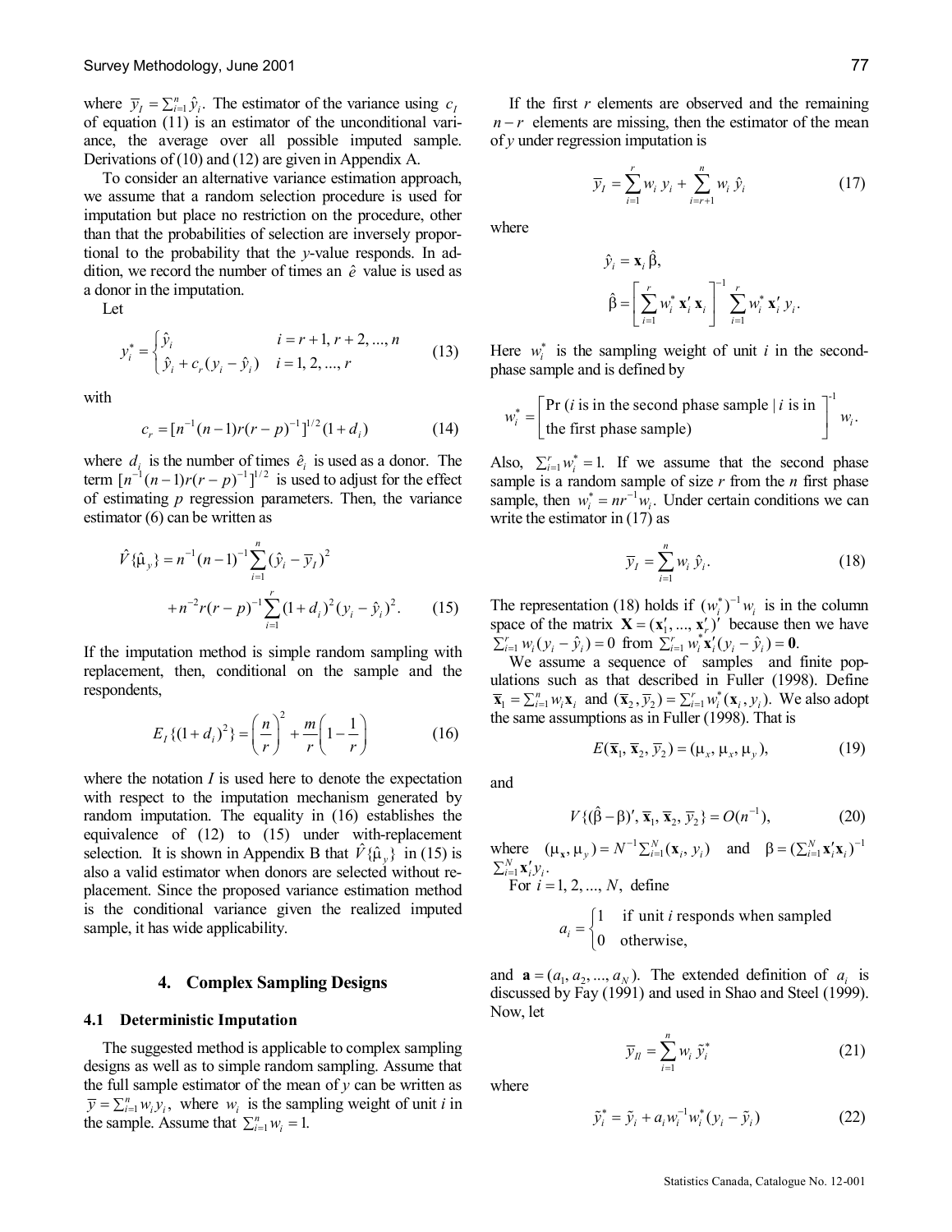where $\bar{y}_I = \sum_{i=1}^{n} \hat{y}_i$. The estimator of the variance using $c_I$ of equation (11) is an estimator of the unconditional variance, the average over all possible imputed sample. Derivations of (10) and (12) are given in Appendix A.

To consider an alternative variance estimation approach, we assume that a random selection procedure is used for imputation but place no restriction on the procedure, other than that the probabilities of selection are inversely proportional to the probability that the $y$-value responds. In addition, we record the number of times an $\hat{e}$ value is used as a donor in the imputation.

Let

$$y_i^* = \begin{cases} \hat{y}_i & i = r+1, r+2, ..., n \\ \hat{y}_i + c_r(y_i - \hat{y}_i) & i = 1, 2, ..., r \end{cases} \tag{13}$$

with

$$c_r = [n^{-1}(n-1)r(r-p)^{-1}]^{1/2}(1+d_i) \tag{14}$$

where $d_i$ is the number of times $\hat{e}_i$ is used as a donor. The term $[n^{-1}(n-1)r(r-p)^{-1}]^{1/2}$ is used to adjust for the effect of estimating $p$ regression parameters. Then, the variance estimator (6) can be written as

$$\hat{V}\{\hat{\mu}_y\} = n^{-1}(n-1)^{-1}\sum_{i=1}^{n}(\hat{y}_i - \bar{y}_I)^2 + n^{-2}r(r-p)^{-1}\sum_{i=1}^{r}(1+d_i)^2(y_i - \hat{y}_i)^2. \tag{15}$$

If the imputation method is simple random sampling with replacement, then, conditional on the sample and the respondents,

$$E_I\{(1+d_i)^2\} = \left(\frac{n}{r}\right)^2 + \frac{m}{r}\left(1 - \frac{1}{r}\right) \tag{16}$$

where the notation $I$ is used here to denote the expectation with respect to the imputation mechanism generated by random imputation. The equality in (16) establishes the equivalence of (12) to (15) under with-replacement selection. It is shown in Appendix B that $\hat{V}\{\hat{\mu}_y\}$ in (15) is also a valid estimator when donors are selected without replacement. Since the proposed variance estimation method is the conditional variance given the realized imputed sample, it has wide applicability.

## 4. Complex Sampling Designs

### 4.1 Deterministic Imputation

The suggested method is applicable to complex sampling designs as well as to simple random sampling. Assume that the full sample estimator of the mean of $y$ can be written as $\bar{y} = \sum_{i=1}^{n} w_i y_i$, where $w_i$ is the sampling weight of unit $i$ in the sample. Assume that $\sum_{i=1}^{n} w_i = 1$.

If the first $r$ elements are observed and the remaining $n-r$ elements are missing, then the estimator of the mean of $y$ under regression imputation is

$$\bar{y}_I = \sum_{i=1}^{r} w_i\, y_i + \sum_{i=r+1}^{n} w_i\, \hat{y}_i \tag{17}$$

where

$$\hat{y}_i = \mathbf{x}_i \hat{\beta},$$

$$\hat{\beta} = \left[\sum_{i=1}^{r} w_i^* \mathbf{x}_i' \mathbf{x}_i\right]^{-1} \sum_{i=1}^{r} w_i^* \mathbf{x}_i' y_i.$$

Here $w_i^*$ is the sampling weight of unit $i$ in the second-phase sample and is defined by

$$w_i^* = \begin{bmatrix} \Pr(i \text{ is in the second phase sample} \mid i \text{ is in} \\ \text{the first phase sample}) \end{bmatrix}^{-1} w_i.$$

Also, $\sum_{i=1}^{r} w_i^* = 1$. If we assume that the second phase sample is a random sample of size $r$ from the $n$ first phase sample, then $w_i^* = nr^{-1}w_i$. Under certain conditions we can write the estimator in (17) as

$$\bar{y}_I = \sum_{i=1}^{n} w_i\, \hat{y}_i. \tag{18}$$

The representation (18) holds if $(w_i^*)^{-1}w_i$ is in the column space of the matrix $\mathbf{X} = (\mathbf{x}_1', ..., \mathbf{x}_r')'$ because then we have $\sum_{i=1}^{r} w_i(y_i - \hat{y}_i) = 0$ from $\sum_{i=1}^{r} w_i^* \mathbf{x}_i'(y_i - \hat{y}_i) = \mathbf{0}$.

We assume a sequence of samples and finite populations such as that described in Fuller (1998). Define $\bar{\mathbf{x}}_1 = \sum_{i=1}^{n} w_i \mathbf{x}_i$ and $(\bar{\mathbf{x}}_2, \bar{y}_2) = \sum_{i=1}^{r} w_i^*(\mathbf{x}_i, y_i)$. We also adopt the same assumptions as in Fuller (1998). That is

$$E(\bar{\mathbf{x}}_1, \bar{\mathbf{x}}_2, \bar{y}_2) = (\mu_x, \mu_x, \mu_y), \tag{19}$$

and

$$V\{(\hat{\beta} - \beta)', \bar{\mathbf{x}}_1, \bar{\mathbf{x}}_2, \bar{y}_2\} = O(n^{-1}), \tag{20}$$

where $(\mu_{\mathbf{x}}, \mu_y) = N^{-1}\sum_{i=1}^{N}(\mathbf{x}_i, y_i)$ and $\beta = (\sum_{i=1}^{N} \mathbf{x}_i'\mathbf{x}_i)^{-1} \sum_{i=1}^{N} \mathbf{x}_i' y_i$.

For $i = 1, 2, ..., N$, define

$$a_i = \begin{cases} 1 & \text{if unit } i \text{ responds when sampled} \\ 0 & \text{otherwise,} \end{cases}$$

and $\mathbf{a} = (a_1, a_2, ..., a_N)$. The extended definition of $a_i$ is discussed by Fay (1991) and used in Shao and Steel (1999). Now, let

$$\bar{y}_{II} = \sum_{i=1}^{n} w_i\, \tilde{y}_i^* \tag{21}$$

where

$$\tilde{y}_i^* = \tilde{y}_i + a_i w_i^{-1} w_i^* (y_i - \tilde{y}_i) \tag{22}$$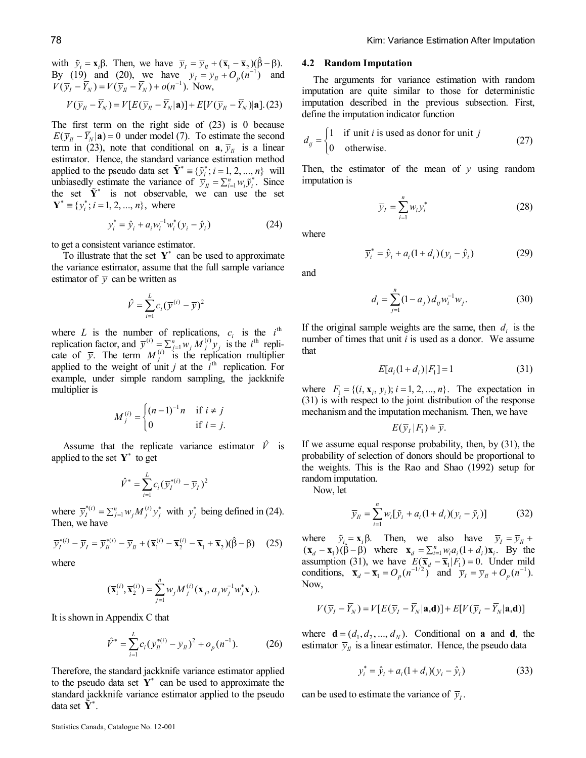with $\tilde{y}_i = \mathbf{x}_i\beta$. Then, we have $\bar{y}_I = \bar{y}_{II} + (\bar{\mathbf{x}}_1 - \bar{\mathbf{x}}_2)(\hat{\beta} - \beta)$. By (19) and (20), we have $\bar{y}_I = \bar{y}_{II} + O_p(n^{-1})$ and $V(\bar{y}_I - \bar{Y}_N) = V(\bar{y}_{II} - \bar{Y}_N) + o(n^{-1})$. Now,

$$V(\bar{y}_{II} - \bar{Y}_N) = V[E(\bar{y}_{II} - \bar{Y}_N|\mathbf{a})] + E[V(\bar{y}_{II} - \bar{Y}_N|\mathbf{a}]. \quad (23)$$

The first term on the right side of (23) is 0 because $E(\bar{y}_{II} - \bar{Y}_N|\mathbf{a}) = 0$ under model (7). To estimate the second term in (23), note that conditional on $\mathbf{a}$, $\bar{y}_{II}$ is a linear estimator. Hence, the standard variance estimation method applied to the pseudo data set $\tilde{\mathbf{Y}}^* \equiv \{\tilde{y}_i^*; i = 1, 2, ..., n\}$ will unbiasedly estimate the variance of $\bar{y}_{II} = \sum_{i=1}^n w_i \tilde{y}_i^*$. Since the set $\tilde{\mathbf{Y}}^*$ is not observable, we can use the set $\mathbf{Y}^* \equiv \{y_i^*; i = 1, 2, ..., n\}$, where

$$y_i^* = \hat{y}_i + a_i w_i^{-1} w_i^* (y_i - \hat{y}_i) \quad (24)$$

to get a consistent variance estimator.

To illustrate that the set $\mathbf{Y}^*$ can be used to approximate the variance estimator, assume that the full sample variance estimator of $\bar{y}$ can be written as

$$\hat{V} = \sum_{i=1}^L c_i (\bar{y}^{(i)} - \bar{y})^2$$

where $L$ is the number of replications, $c_i$ is the $i^{\text{th}}$ replication factor, and $\bar{y}^{(i)} = \sum_{j=1}^n w_j M_j^{(i)} y_j$ is the $i^{\text{th}}$ replicate of $\bar{y}$. The term $M_j^{(i)}$ is the replication multiplier applied to the weight of unit $j$ at the $i^{\text{th}}$ replication. For example, under simple random sampling, the jackknife multiplier is

$$M_j^{(i)} = \begin{cases} (n-1)^{-1} n & \text{if } i \neq j \\ 0 & \text{if } i = j. \end{cases}$$

Assume that the replicate variance estimator $\hat{V}$ is applied to the set $\mathbf{Y}^*$ to get

$$\hat{V}^* = \sum_{i=1}^L c_i (\bar{y}_I^{*(i)} - \bar{y}_I)^2$$

where $\bar{y}_I^{*(i)} = \sum_{j=1}^n w_j M_j^{(i)} y_j^*$ with $y_j^*$ being defined in (24). Then, we have

$$\bar{y}_I^{*(i)} - \bar{y}_I = \bar{y}_{II}^{*(i)} - \bar{y}_{II} + (\bar{\mathbf{x}}_1^{(i)} - \bar{\mathbf{x}}_2^{(i)} - \bar{\mathbf{x}}_1 + \bar{\mathbf{x}}_2)(\hat{\beta} - \beta) \quad (25)$$

where

$$(\bar{\mathbf{x}}_1^{(i)}, \bar{\mathbf{x}}_2^{(i)}) = \sum_{j=1}^n w_j M_j^{(i)} (\mathbf{x}_j, a_j w_j^{-1} w_j^* \mathbf{x}_j).$$

It is shown in Appendix C that

$$\hat{V}^* = \sum_{i=1}^L c_i (\bar{y}_{II}^{*(i)} - \bar{y}_{II})^2 + o_p(n^{-1}). \quad (26)$$

Therefore, the standard jackknife variance estimator applied to the pseudo data set $\mathbf{Y}^*$ can be used to approximate the standard jackknife variance estimator applied to the pseudo data set $\tilde{\mathbf{Y}}^*$.

## 4.2 Random Imputation

The arguments for variance estimation with random imputation are quite similar to those for deterministic imputation described in the previous subsection. First, define the imputation indicator function

$$d_{ij} = \begin{cases} 1 & \text{if unit } i \text{ is used as donor for unit } j \\ 0 & \text{otherwise.} \end{cases} \quad (27)$$

Then, the estimator of the mean of $y$ using random imputation is

$$\bar{y}_I = \sum_{i=1}^n w_i y_i^* \quad (28)$$

where

$$\bar{y}_i^* = \hat{y}_i + a_i(1 + d_i)(y_i - \hat{y}_i) \quad (29)$$

and

$$d_i = \sum_{j=1}^n (1 - a_j) d_{ij} w_i^{-1} w_j. \quad (30)$$

If the original sample weights are the same, then $d_i$ is the number of times that unit $i$ is used as a donor. We assume that

$$E[a_i(1 + d_i)|F_1] = 1 \quad (31)$$

where $F_1 = \{(i, \mathbf{x}_i, y_i); i = 1, 2, ..., n\}$. The expectation in (31) is with respect to the joint distribution of the response mechanism and the imputation mechanism. Then, we have

$$E(\bar{y}_I|F_1) \doteq \bar{y}.$$

If we assume equal response probability, then, by (31), the probability of selection of donors should be proportional to the weights. This is the Rao and Shao (1992) setup for random imputation.

Now, let

$$\bar{y}_{II} = \sum_{i=1}^n w_i[\tilde{y}_i + a_i(1 + d_i)(y_i - \tilde{y}_i)] \quad (32)$$

where $\tilde{y}_i = \mathbf{x}_i\beta$. Then, we also have $\bar{y}_I = \bar{y}_{II} + (\bar{\mathbf{x}}_d - \bar{\mathbf{x}}_1)(\hat{\beta} - \beta)$ where $\bar{\mathbf{x}}_d = \sum_{i=1}^n w_i a_i (1 + d_i)\mathbf{x}_i$. By the assumption (31), we have $E(\bar{\mathbf{x}}_d - \bar{\mathbf{x}}_1|F_1) = 0$. Under mild conditions, $\bar{\mathbf{x}}_d - \bar{\mathbf{x}}_1 = O_p(n^{-1/2})$ and $\bar{y}_I = \bar{y}_{II} + O_p(n^{-1})$. Now,

$$V(\bar{y}_I - \bar{Y}_N) = V[E(\bar{y}_I - \bar{Y}_N|\mathbf{a},\mathbf{d})] + E[V(\bar{y}_I - \bar{Y}_N|\mathbf{a},\mathbf{d})]$$

where $\mathbf{d} = (d_1, d_2, ..., d_N)$. Conditional on $\mathbf{a}$ and $\mathbf{d}$, the estimator $\bar{y}_{II}$ is a linear estimator. Hence, the pseudo data

$$y_i^* = \hat{y}_i + a_i(1 + d_i)(y_i - \hat{y}_i) \quad (33)$$

can be used to estimate the variance of $\bar{y}_I$.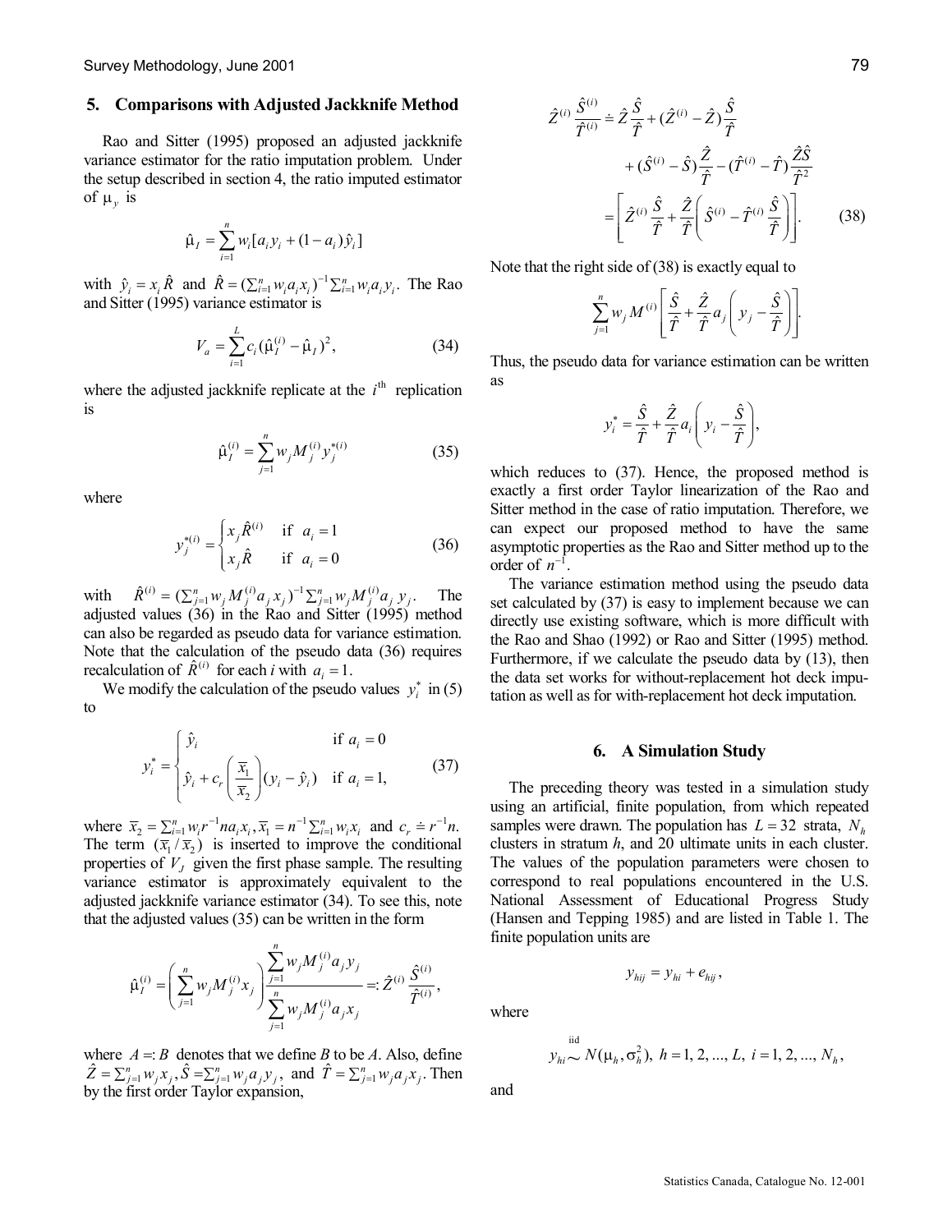## 5. Comparisons with Adjusted Jackknife Method

Rao and Sitter (1995) proposed an adjusted jackknife variance estimator for the ratio imputation problem. Under the setup described in section 4, the ratio imputed estimator of $\mu_y$ is

$$\hat{\mu}_I = \sum_{i=1}^{n} w_i [a_i y_i + (1 - a_i) \hat{y}_i]$$

with $\hat{y}_i = x_i \hat{R}$ and $\hat{R} = (\sum_{i=1}^{n} w_i a_i x_i)^{-1} \sum_{i=1}^{n} w_i a_i y_i$. The Rao and Sitter (1995) variance estimator is

$$V_a = \sum_{i=1}^{L} c_i (\hat{\mu}_I^{(i)} - \hat{\mu}_I)^2, \tag{34}$$

where the adjusted jackknife replicate at the $i^{\text{th}}$ replication is

$$\hat{\mu}_I^{(i)} = \sum_{j=1}^{n} w_j M_j^{(i)} y_j^{*(i)} \tag{35}$$

where

$$y_j^{*(i)} = \begin{cases} x_j \hat{R}^{(i)} & \text{if } a_i = 1 \\ x_j \hat{R} & \text{if } a_i = 0 \end{cases} \tag{36}$$

with $\hat{R}^{(i)} = (\sum_{j=1}^{n} w_j M_j^{(i)} a_j x_j)^{-1} \sum_{j=1}^{n} w_j M_j^{(i)} a_j y_j$. The adjusted values (36) in the Rao and Sitter (1995) method can also be regarded as pseudo data for variance estimation. Note that the calculation of the pseudo data (36) requires recalculation of $\hat{R}^{(i)}$ for each $i$ with $a_i = 1$.

We modify the calculation of the pseudo values $y_i^*$ in (5) to

$$y_i^* = \begin{cases} \hat{y}_i & \text{if } a_i = 0 \\ \hat{y}_i + c_r \left( \dfrac{\bar{x}_1}{\bar{x}_2} \right) (y_i - \hat{y}_i) & \text{if } a_i = 1, \end{cases} \tag{37}$$

where $\bar{x}_2 = \sum_{i=1}^{n} w_i r^{-1} n a_i x_i, \bar{x}_1 = n^{-1} \sum_{i=1}^{n} w_i x_i$ and $c_r \doteq r^{-1} n$. The term $(\bar{x}_1 / \bar{x}_2)$ is inserted to improve the conditional properties of $V_J$ given the first phase sample. The resulting variance estimator is approximately equivalent to the adjusted jackknife variance estimator (34). To see this, note that the adjusted values (35) can be written in the form

$$\hat{\mu}_I^{(i)} = \left( \sum_{j=1}^{n} w_j M_j^{(i)} x_j \right) \frac{\sum_{j=1}^{n} w_j M_j^{(i)} a_j y_j}{\sum_{j=1}^{n} w_j M_j^{(i)} a_j x_j} =: \hat{Z}^{(i)} \frac{\hat{S}^{(i)}}{\hat{T}^{(i)}},$$

where $A =: B$ denotes that we define $B$ to be $A$. Also, define $\hat{Z} = \sum_{j=1}^{n} w_j x_j, \hat{S} = \sum_{j=1}^{n} w_j a_j y_j$, and $\hat{T} = \sum_{j=1}^{n} w_j a_j x_j$. Then by the first order Taylor expansion,

$$\begin{aligned} \hat{Z}^{(i)} \frac{\hat{S}^{(i)}}{\hat{T}^{(i)}} &\doteq \hat{Z} \frac{\hat{S}}{\hat{T}} + (\hat{Z}^{(i)} - \hat{Z}) \frac{\hat{S}}{\hat{T}} \\ &\quad + (\hat{S}^{(i)} - \hat{S}) \frac{\hat{Z}}{\hat{T}} - (\hat{T}^{(i)} - \hat{T}) \frac{\hat{Z}\hat{S}}{\hat{T}^2} \\ &= \left[ \hat{Z}^{(i)} \frac{\hat{S}}{\hat{T}} + \frac{\hat{Z}}{\hat{T}} \left( \hat{S}^{(i)} - \hat{T}^{(i)} \frac{\hat{S}}{\hat{T}} \right) \right]. \end{aligned} \tag{38}$$

Note that the right side of (38) is exactly equal to

$$\sum_{j=1}^{n} w_j M^{(i)} \left[ \frac{\hat{S}}{\hat{T}} + \frac{\hat{Z}}{\hat{T}} a_j \left( y_j - \frac{\hat{S}}{\hat{T}} \right) \right].$$

Thus, the pseudo data for variance estimation can be written as

$$y_i^* = \frac{\hat{S}}{\hat{T}} + \frac{\hat{Z}}{\hat{T}} a_i \left( y_i - \frac{\hat{S}}{\hat{T}} \right),$$

which reduces to (37). Hence, the proposed method is exactly a first order Taylor linearization of the Rao and Sitter method in the case of ratio imputation. Therefore, we can expect our proposed method to have the same asymptotic properties as the Rao and Sitter method up to the order of $n^{-1}$.

The variance estimation method using the pseudo data set calculated by (37) is easy to implement because we can directly use existing software, which is more difficult with the Rao and Shao (1992) or Rao and Sitter (1995) method. Furthermore, if we calculate the pseudo data by (13), then the data set works for without-replacement hot deck imputation as well as for with-replacement hot deck imputation.

## 6. A Simulation Study

The preceding theory was tested in a simulation study using an artificial, finite population, from which repeated samples were drawn. The population has $L = 32$ strata, $N_h$ clusters in stratum $h$, and 20 ultimate units in each cluster. The values of the population parameters were chosen to correspond to real populations encountered in the U.S. National Assessment of Educational Progress Study (Hansen and Tepping 1985) and are listed in Table 1. The finite population units are

$$y_{hij} = y_{hi} + e_{hij},$$

where

$$y_{hi} \overset{\text{iid}}{\sim} N(\mu_h, \sigma_h^2), \; h = 1, 2, ..., L, \; i = 1, 2, ..., N_h,$$

and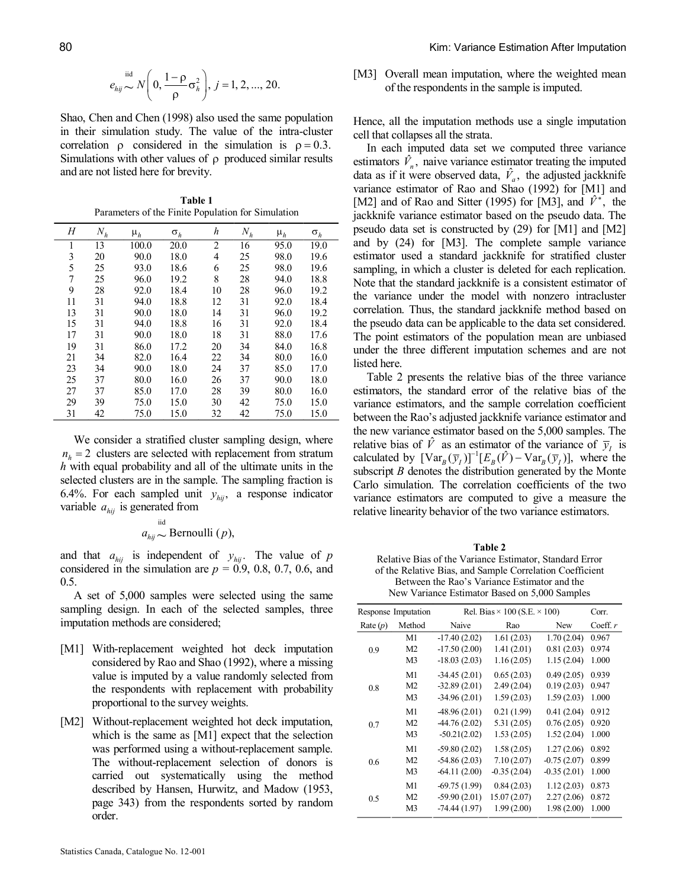$$e_{hij} \overset{\text{iid}}{\sim} N\left(0, \frac{1-\rho}{\rho}\sigma_h^2\right), \; j = 1, 2, ..., 20.$$

Shao, Chen and Chen (1998) also used the same population in their simulation study. The value of the intra-cluster correlation $\rho$ considered in the simulation is $\rho = 0.3$. Simulations with other values of $\rho$ produced similar results and are not listed here for brevity.

**Table 1**
Parameters of the Finite Population for Simulation

| $H$ | $N_h$ | $\mu_h$ | $\sigma_h$ | $h$ | $N_h$ | $\mu_h$ | $\sigma_h$ |
|---|---|---|---|---|---|---|---|
| 1 | 13 | 100.0 | 20.0 | 2 | 16 | 95.0 | 19.0 |
| 3 | 20 | 90.0 | 18.0 | 4 | 25 | 98.0 | 19.6 |
| 5 | 25 | 93.0 | 18.6 | 6 | 25 | 98.0 | 19.6 |
| 7 | 25 | 96.0 | 19.2 | 8 | 28 | 94.0 | 18.8 |
| 9 | 28 | 92.0 | 18.4 | 10 | 28 | 96.0 | 19.2 |
| 11 | 31 | 94.0 | 18.8 | 12 | 31 | 92.0 | 18.4 |
| 13 | 31 | 90.0 | 18.0 | 14 | 31 | 96.0 | 19.2 |
| 15 | 31 | 94.0 | 18.8 | 16 | 31 | 92.0 | 18.4 |
| 17 | 31 | 90.0 | 18.0 | 18 | 31 | 88.0 | 17.6 |
| 19 | 31 | 86.0 | 17.2 | 20 | 34 | 84.0 | 16.8 |
| 21 | 34 | 82.0 | 16.4 | 22 | 34 | 80.0 | 16.0 |
| 23 | 34 | 90.0 | 18.0 | 24 | 37 | 85.0 | 17.0 |
| 25 | 37 | 80.0 | 16.0 | 26 | 37 | 90.0 | 18.0 |
| 27 | 37 | 85.0 | 17.0 | 28 | 39 | 80.0 | 16.0 |
| 29 | 39 | 75.0 | 15.0 | 30 | 42 | 75.0 | 15.0 |
| 31 | 42 | 75.0 | 15.0 | 32 | 42 | 75.0 | 15.0 |

We consider a stratified cluster sampling design, where $n_h = 2$ clusters are selected with replacement from stratum $h$ with equal probability and all of the ultimate units in the selected clusters are in the sample. The sampling fraction is 6.4%. For each sampled unit $y_{hij}$, a response indicator variable $a_{hij}$ is generated from

$$a_{hij} \overset{\text{iid}}{\sim} \text{Bernoulli}(p),$$

and that $a_{hij}$ is independent of $y_{hij}$. The value of $p$ considered in the simulation are $p$ = 0.9, 0.8, 0.7, 0.6, and 0.5.

A set of 5,000 samples were selected using the same sampling design. In each of the selected samples, three imputation methods are considered;

[M1] With-replacement weighted hot deck imputation considered by Rao and Shao (1992), where a missing value is imputed by a value randomly selected from the respondents with replacement with probability proportional to the survey weights.

[M2] Without-replacement weighted hot deck imputation, which is the same as [M1] expect that the selection was performed using a without-replacement sample. The without-replacement selection of donors is carried out systematically using the method described by Hansen, Hurwitz, and Madow (1953, page 343) from the respondents sorted by random order.

[M3] Overall mean imputation, where the weighted mean of the respondents in the sample is imputed.

Hence, all the imputation methods use a single imputation cell that collapses all the strata.

In each imputed data set we computed three variance estimators $\hat{V}_n$, naive variance estimator treating the imputed data as if it were observed data, $\hat{V}_a$, the adjusted jackknife variance estimator of Rao and Shao (1992) for [M1] and [M2] and of Rao and Sitter (1995) for [M3], and $\hat{V}^*$, the jackknife variance estimator based on the pseudo data. The pseudo data set is constructed by (29) for [M1] and [M2] and by (24) for [M3]. The complete sample variance estimator used a standard jackknife for stratified cluster sampling, in which a cluster is deleted for each replication. Note that the standard jackknife is a consistent estimator of the variance under the model with nonzero intracluster correlation. Thus, the standard jackknife method based on the pseudo data can be applicable to the data set considered. The point estimators of the population mean are unbiased under the three different imputation schemes and are not listed here.

Table 2 presents the relative bias of the three variance estimators, the standard error of the relative bias of the variance estimators, and the sample correlation coefficient between the Rao's adjusted jackknife variance estimator and the new variance estimator based on the 5,000 samples. The relative bias of $\hat{V}$ as an estimator of the variance of $\bar{y}_I$ is calculated by $[\text{Var}_B(\bar{y}_I)]^{-1}[E_B(\hat{V}) - \text{Var}_B(\bar{y}_I)]$, where the subscript $B$ denotes the distribution generated by the Monte Carlo simulation. The correlation coefficients of the two variance estimators are computed to give a measure the relative linearity behavior of the two variance estimators.

**Table 2**
Relative Bias of the Variance Estimator, Standard Error of the Relative Bias, and Sample Correlation Coefficient Between the Rao's Variance Estimator and the New Variance Estimator Based on 5,000 Samples

| Response Rate ($p$) | Imputation Method | Rel. Bias × 100 (S.E. × 100) Naive | Rao | New | Corr. Coeff. $r$ |
|---|---|---|---|---|---|
| 0.9 | M1 | -17.40 (2.02) | 1.61 (2.03) | 1.70 (2.04) | 0.967 |
| | M2 | -17.50 (2.00) | 1.41 (2.01) | 0.81 (2.03) | 0.974 |
| | M3 | -18.03 (2.03) | 1.16 (2.05) | 1.15 (2.04) | 1.000 |
| 0.8 | M1 | -34.45 (2.01) | 0.65 (2.03) | 0.49 (2.05) | 0.939 |
| | M2 | -32.89 (2.01) | 2.49 (2.04) | 0.19 (2.03) | 0.947 |
| | M3 | -34.96 (2.01) | 1.59 (2.03) | 1.59 (2.03) | 1.000 |
| 0.7 | M1 | -48.96 (2.01) | 0.21 (1.99) | 0.41 (2.04) | 0.912 |
| | M2 | -44.76 (2.02) | 5.31 (2.05) | 0.76 (2.05) | 0.920 |
| | M3 | -50.21(2.02) | 1.53 (2.05) | 1.52 (2.04) | 1.000 |
| 0.6 | M1 | -59.80 (2.02) | 1.58 (2.05) | 1.27 (2.06) | 0.892 |
| | M2 | -54.86 (2.03) | 7.10 (2.07) | -0.75 (2.07) | 0.899 |
| | M3 | -64.11 (2.00) | -0.35 (2.04) | -0.35 (2.01) | 1.000 |
| 0.5 | M1 | -69.75 (1.99) | 0.84 (2.03) | 1.12 (2.03) | 0.873 |
| | M2 | -59.90 (2.01) | 15.07 (2.07) | 2.27 (2.06) | 0.872 |
| | M3 | -74.44 (1.97) | 1.99 (2.00) | 1.98 (2.00) | 1.000 |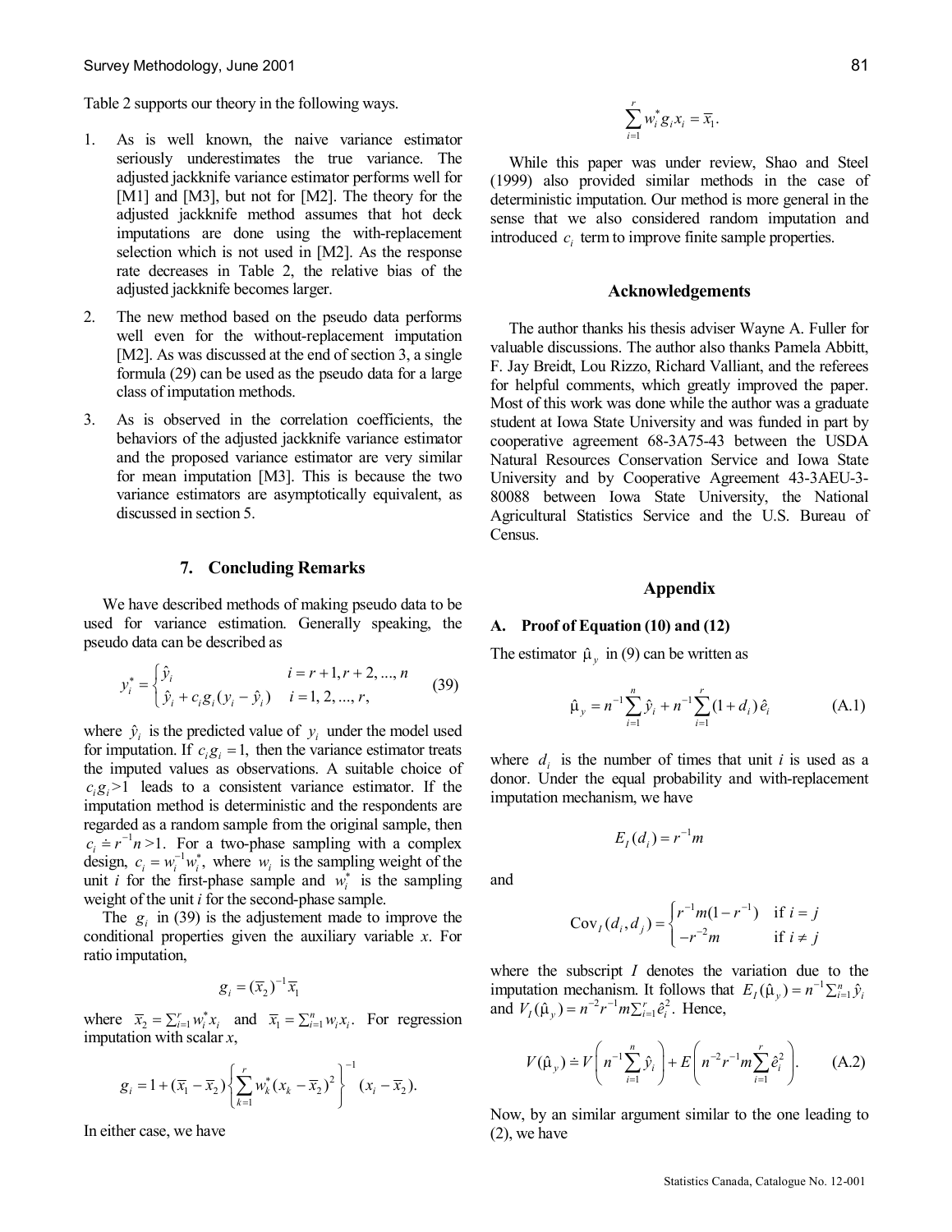Table 2 supports our theory in the following ways.

1. As is well known, the naive variance estimator seriously underestimates the true variance. The adjusted jackknife variance estimator performs well for [M1] and [M3], but not for [M2]. The theory for the adjusted jackknife method assumes that hot deck imputations are done using the with-replacement selection which is not used in [M2]. As the response rate decreases in Table 2, the relative bias of the adjusted jackknife becomes larger.
2. The new method based on the pseudo data performs well even for the without-replacement imputation [M2]. As was discussed at the end of section 3, a single formula (29) can be used as the pseudo data for a large class of imputation methods.
3. As is observed in the correlation coefficients, the behaviors of the adjusted jackknife variance estimator and the proposed variance estimator are very similar for mean imputation [M3]. This is because the two variance estimators are asymptotically equivalent, as discussed in section 5.

## 7. Concluding Remarks

We have described methods of making pseudo data to be used for variance estimation. Generally speaking, the pseudo data can be described as

$$y_i^* = \begin{cases} \hat{y}_i & i = r+1, r+2, ..., n \\ \hat{y}_i + c_i g_i (y_i - \hat{y}_i) & i = 1, 2, ..., r, \end{cases} \tag{39}$$

where $\hat{y}_i$ is the predicted value of $y_i$ under the model used for imputation. If $c_i g_i = 1$, then the variance estimator treats the imputed values as observations. A suitable choice of $c_i g_i > 1$ leads to a consistent variance estimator. If the imputation method is deterministic and the respondents are regarded as a random sample from the original sample, then $c_i \doteq r^{-1} n > 1$. For a two-phase sampling with a complex design, $c_i = w_i^{-1} w_i^*$, where $w_i$ is the sampling weight of the unit $i$ for the first-phase sample and $w_i^*$ is the sampling weight of the unit $i$ for the second-phase sample.

The $g_i$ in (39) is the adjustement made to improve the conditional properties given the auxiliary variable $x$. For ratio imputation,

$$g_i = (\bar{x}_2)^{-1} \bar{x}_1$$

where $\bar{x}_2 = \sum_{i=1}^{r} w_i^* x_i$ and $\bar{x}_1 = \sum_{i=1}^{n} w_i x_i$. For regression imputation with scalar $x$,

$$g_i = 1 + (\bar{x}_1 - \bar{x}_2) \left\{ \sum_{k=1}^{r} w_k^* (x_k - \bar{x}_2)^2 \right\}^{-1} (x_i - \bar{x}_2).$$

In either case, we have

$$\sum_{i=1}^{r} w_i^* g_i x_i = \bar{x}_1.$$

While this paper was under review, Shao and Steel (1999) also provided similar methods in the case of deterministic imputation. Our method is more general in the sense that we also considered random imputation and introduced $c_i$ term to improve finite sample properties.

## Acknowledgements

The author thanks his thesis adviser Wayne A. Fuller for valuable discussions. The author also thanks Pamela Abbitt, F. Jay Breidt, Lou Rizzo, Richard Valliant, and the referees for helpful comments, which greatly improved the paper. Most of this work was done while the author was a graduate student at Iowa State University and was funded in part by cooperative agreement 68-3A75-43 between the USDA Natural Resources Conservation Service and Iowa State University and by Cooperative Agreement 43-3AEU-3-80088 between Iowa State University, the National Agricultural Statistics Service and the U.S. Bureau of Census.

## Appendix

### A. Proof of Equation (10) and (12)

The estimator $\hat{\mu}_y$ in (9) can be written as

$$\hat{\mu}_y = n^{-1} \sum_{i=1}^{n} \hat{y}_i + n^{-1} \sum_{i=1}^{r} (1 + d_i) \hat{e}_i \tag{A.1}$$

where $d_i$ is the number of times that unit $i$ is used as a donor. Under the equal probability and with-replacement imputation mechanism, we have

$$E_I(d_i) = r^{-1} m$$

and

$$\text{Cov}_I(d_i, d_j) = \begin{cases} r^{-1} m (1 - r^{-1}) & \text{if } i = j \\ -r^{-2} m & \text{if } i \neq j \end{cases}$$

where the subscript $I$ denotes the variation due to the imputation mechanism. It follows that $E_I(\hat{\mu}_y) = n^{-1} \sum_{i=1}^{n} \hat{y}_i$ and $V_I(\hat{\mu}_y) = n^{-2} r^{-1} m \sum_{i=1}^{r} \hat{e}_i^2$. Hence,

$$V(\hat{\mu}_y) \doteq V\left( n^{-1} \sum_{i=1}^{n} \hat{y}_i \right) + E\left( n^{-2} r^{-1} m \sum_{i=1}^{r} \hat{e}_i^2 \right). \tag{A.2}$$

Now, by an similar argument similar to the one leading to (2), we have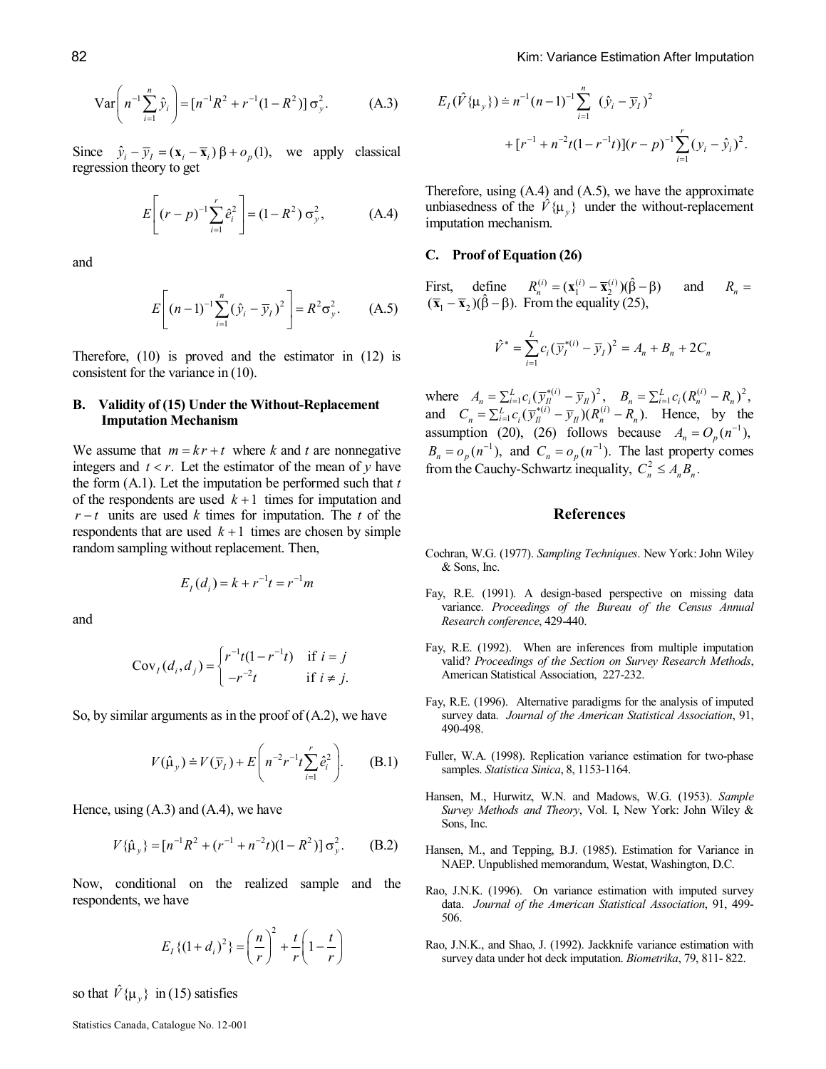$$\text{Var}\left(n^{-1}\sum_{i=1}^{n}\hat{y}_i\right) = [n^{-1}R^2 + r^{-1}(1-R^2)]\,\sigma_y^2. \qquad \text{(A.3)}$$

Since $\hat{y}_i - \bar{y}_I = (\mathbf{x}_i - \bar{\mathbf{x}}_i)\,\beta + o_p(1)$, we apply classical regression theory to get

$$E\left[(r-p)^{-1}\sum_{i=1}^{r}\hat{e}_i^2\right] = (1-R^2)\,\sigma_y^2, \qquad \text{(A.4)}$$

and

$$E\left[(n-1)^{-1}\sum_{i=1}^{n}(\hat{y}_i - \bar{y}_I)^2\right] = R^2\sigma_y^2. \qquad \text{(A.5)}$$

Therefore, (10) is proved and the estimator in (12) is consistent for the variance in (10).

### B. Validity of (15) Under the Without-Replacement Imputation Mechanism

We assume that $m = kr + t$ where $k$ and $t$ are nonnegative integers and $t < r$. Let the estimator of the mean of $y$ have the form (A.1). Let the imputation be performed such that $t$ of the respondents are used $k+1$ times for imputation and $r - t$ units are used $k$ times for imputation. The $t$ of the respondents that are used $k+1$ times are chosen by simple random sampling without replacement. Then,

$$E_I(d_i) = k + r^{-1}t = r^{-1}m$$

and

$$\text{Cov}_I(d_i, d_j) = \begin{cases} r^{-1}t(1-r^{-1}t) & \text{if } i = j \\ -r^{-2}t & \text{if } i \neq j. \end{cases}$$

So, by similar arguments as in the proof of (A.2), we have

$$V(\hat{\mu}_y) \doteq V(\bar{y}_I) + E\left(n^{-2}r^{-1}t\sum_{i=1}^{r}\hat{e}_i^2\right). \qquad \text{(B.1)}$$

Hence, using (A.3) and (A.4), we have

$$V\{\hat{\mu}_y\} = [n^{-1}R^2 + (r^{-1} + n^{-2}t)(1-R^2)]\,\sigma_y^2. \qquad \text{(B.2)}$$

Now, conditional on the realized sample and the respondents, we have

$$E_I\{(1+d_i)^2\} = \left(\frac{n}{r}\right)^2 + \frac{t}{r}\left(1 - \frac{t}{r}\right)$$

so that $\hat{V}\{\mu_y\}$ in (15) satisfies

$$E_I(\hat{V}\{\mu_y\}) \doteq n^{-1}(n-1)^{-1}\sum_{i=1}^{n}(\hat{y}_i - \bar{y}_I)^2 + [r^{-1} + n^{-2}t(1-r^{-1}t)](r-p)^{-1}\sum_{i=1}^{r}(y_i - \hat{y}_i)^2.$$

Therefore, using (A.4) and (A.5), we have the approximate unbiasedness of the $\hat{V}\{\mu_y\}$ under the without-replacement imputation mechanism.

### C. Proof of Equation (26)

First, define $R_n^{(i)} = (\bar{\mathbf{x}}_1^{(i)} - \bar{\mathbf{x}}_2^{(i)})(\hat{\beta} - \beta)$ and $R_n = (\bar{\mathbf{x}}_1 - \bar{\mathbf{x}}_2)(\hat{\beta} - \beta)$. From the equality (25),

$$\hat{V}^* = \sum_{i=1}^{L} c_i(\bar{y}_I^{*(i)} - \bar{y}_I)^2 = A_n + B_n + 2C_n$$

where $A_n = \sum_{i=1}^{L} c_i(\bar{y}_{II}^{*(i)} - \bar{y}_{II})^2$, $B_n = \sum_{i=1}^{L} c_i(R_n^{(i)} - R_n)^2$, and $C_n = \sum_{i=1}^{L} c_i(\bar{y}_{II}^{*(i)} - \bar{y}_{II})(R_n^{(i)} - R_n)$. Hence, by the assumption (20), (26) follows because $A_n = O_p(n^{-1})$, $B_n = o_p(n^{-1})$, and $C_n = o_p(n^{-1})$. The last property comes from the Cauchy-Schwartz inequality, $C_n^2 \leq A_n B_n$.

## References

Cochran, W.G. (1977). *Sampling Techniques*. New York: John Wiley & Sons, Inc.

Fay, R.E. (1991). A design-based perspective on missing data variance. *Proceedings of the Bureau of the Census Annual Research conference*, 429-440.

Fay, R.E. (1992). When are inferences from multiple imputation valid? *Proceedings of the Section on Survey Research Methods*, American Statistical Association, 227-232.

Fay, R.E. (1996). Alternative paradigms for the analysis of imputed survey data. *Journal of the American Statistical Association*, 91, 490-498.

Fuller, W.A. (1998). Replication variance estimation for two-phase samples. *Statistica Sinica*, 8, 1153-1164.

Hansen, M., Hurwitz, W.N. and Madows, W.G. (1953). *Sample Survey Methods and Theory*, Vol. I, New York: John Wiley & Sons, Inc.

Hansen, M., and Tepping, B.J. (1985). Estimation for Variance in NAEP. Unpublished memorandum, Westat, Washington, D.C.

Rao, J.N.K. (1996). On variance estimation with imputed survey data. *Journal of the American Statistical Association*, 91, 499-506.

Rao, J.N.K., and Shao, J. (1992). Jackknife variance estimation with survey data under hot deck imputation. *Biometrika*, 79, 811- 822.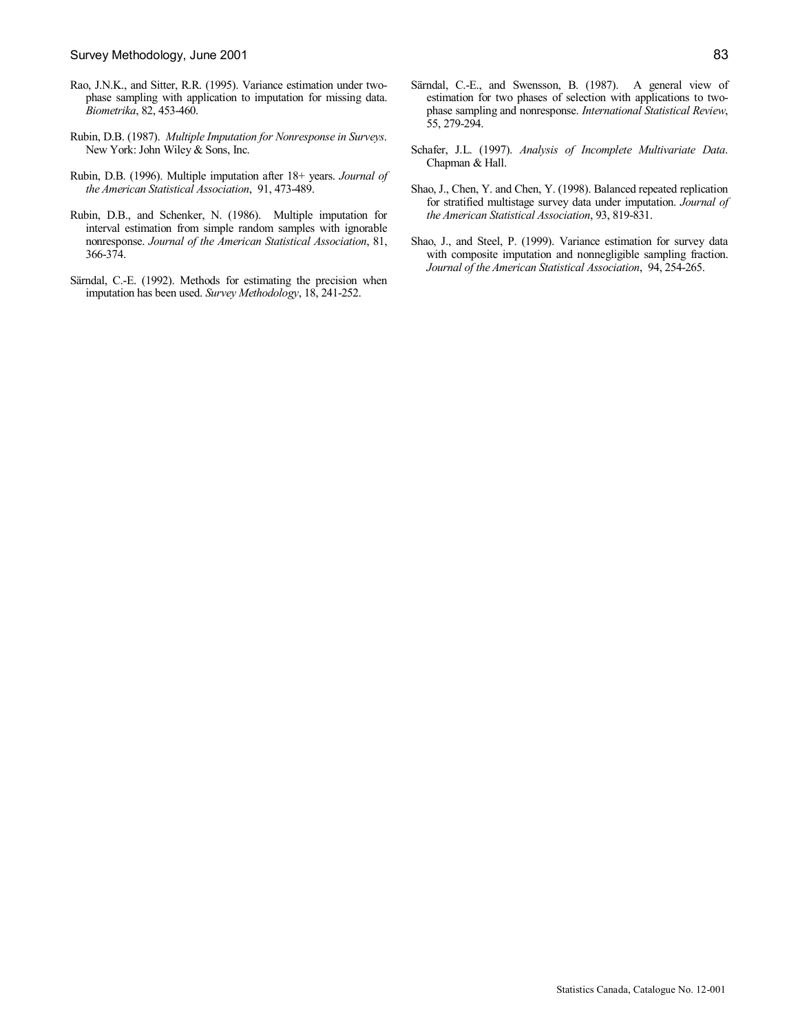Rao, J.N.K., and Sitter, R.R. (1995). Variance estimation under two-phase sampling with application to imputation for missing data. *Biometrika*, 82, 453-460.

Rubin, D.B. (1987). *Multiple Imputation for Nonresponse in Surveys*. New York: John Wiley & Sons, Inc.

Rubin, D.B. (1996). Multiple imputation after 18+ years. *Journal of the American Statistical Association*, 91, 473-489.

Rubin, D.B., and Schenker, N. (1986). Multiple imputation for interval estimation from simple random samples with ignorable nonresponse. *Journal of the American Statistical Association*, 81, 366-374.

Särndal, C.-E. (1992). Methods for estimating the precision when imputation has been used. *Survey Methodology*, 18, 241-252.

Särndal, C.-E., and Swensson, B. (1987). A general view of estimation for two phases of selection with applications to two-phase sampling and nonresponse. *International Statistical Review*, 55, 279-294.

Schafer, J.L. (1997). *Analysis of Incomplete Multivariate Data*. Chapman & Hall.

Shao, J., Chen, Y. and Chen, Y. (1998). Balanced repeated replication for stratified multistage survey data under imputation. *Journal of the American Statistical Association*, 93, 819-831.

Shao, J., and Steel, P. (1999). Variance estimation for survey data with composite imputation and nonnegligible sampling fraction. *Journal of the American Statistical Association*, 94, 254-265.